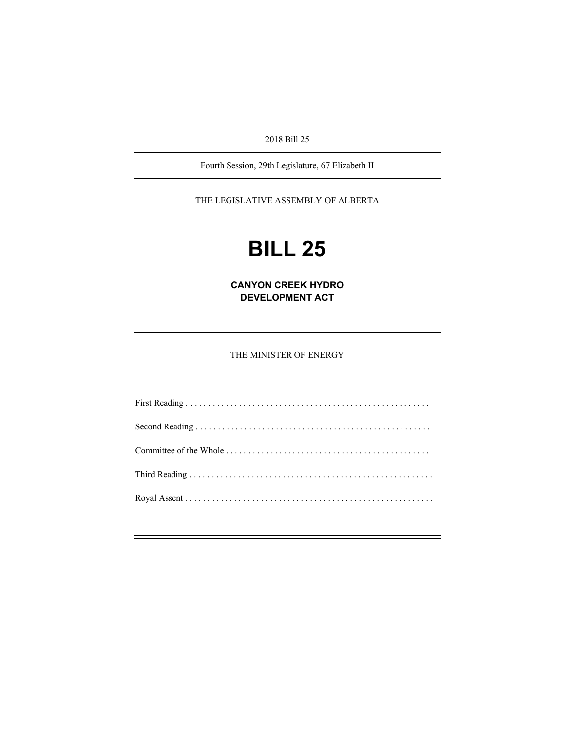2018 Bill 25

Fourth Session, 29th Legislature, 67 Elizabeth II

THE LEGISLATIVE ASSEMBLY OF ALBERTA

# BILL 25

## CANYON CREEK HYDRO DEVELOPMENT ACT

THE MINISTER OF ENERGY

First Reading . . . . . . . . . . . . . . . . . . . . . . . . . . . . . . . . . . . . . . . . . . . . . . . . . . . . . .

Second Reading . . . . . . . . . . . . . . . . . . . . . . . . . . . . . . . . . . . . . . . . . . . . . . . . . . . . .

Committee of the Whole . . . . . . . . . . . . . . . . . . . . . . . . . . . . . . . . . . . . . . . . . . . . . .

Third Reading . . . . . . . . . . . . . . . . . . . . . . . . . . . . . . . . . . . . . . . . . . . . . . . . . . . . . . .

Royal Assent . . . . . . . . . . . . . . . . . . . . . . . . . . . . . . . . . . . . . . . . . . . . . . . . . . . . . . . .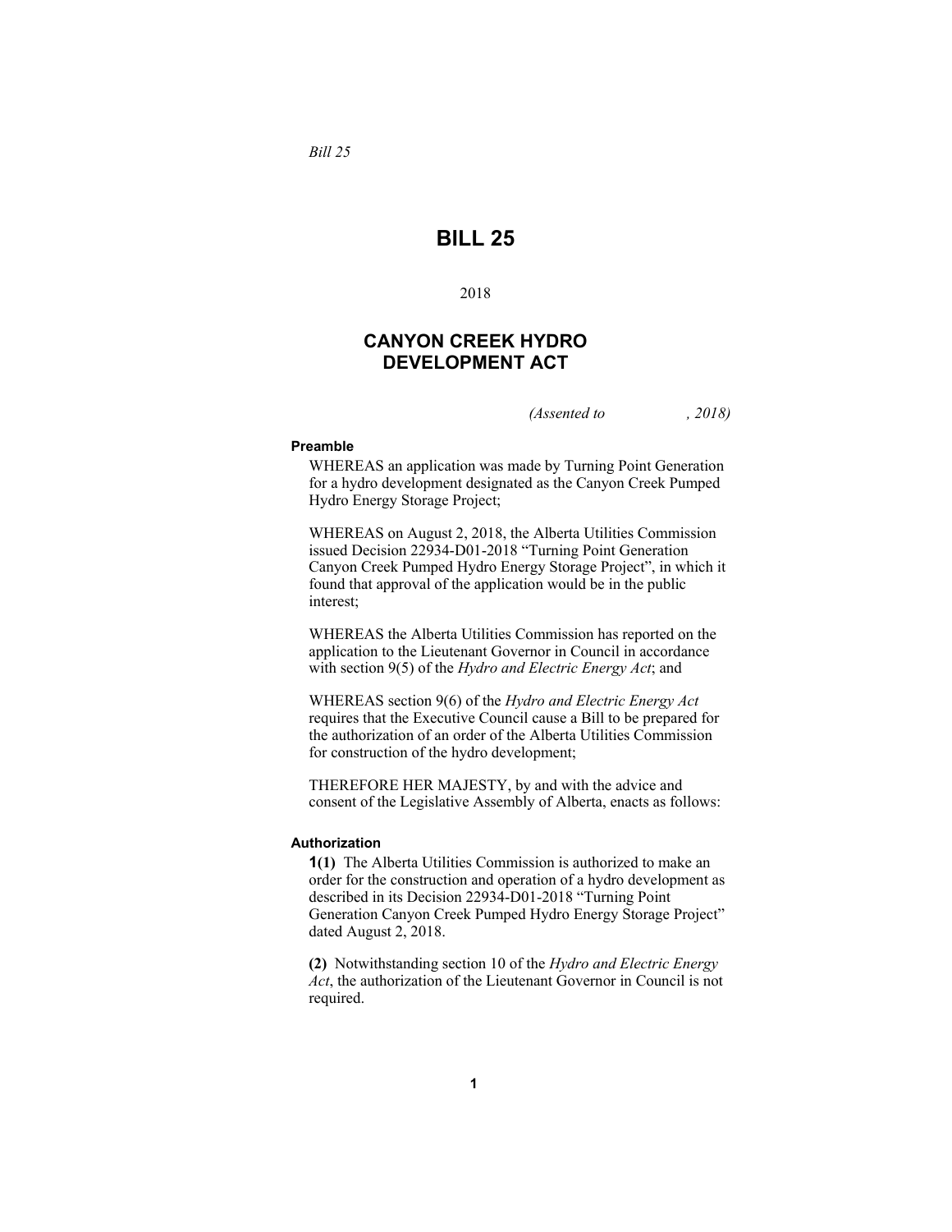# BILL 25

2018

## CANYON CREEK HYDRO DEVELOPMENT ACT

*(Assented to , 2018)*

**Preamble**

WHEREAS an application was made by Turning Point Generation for a hydro development designated as the Canyon Creek Pumped Hydro Energy Storage Project;

WHEREAS on August 2, 2018, the Alberta Utilities Commission issued Decision 22934-D01-2018 "Turning Point Generation Canyon Creek Pumped Hydro Energy Storage Project", in which it found that approval of the application would be in the public interest;

WHEREAS the Alberta Utilities Commission has reported on the application to the Lieutenant Governor in Council in accordance with section 9(5) of the *Hydro and Electric Energy Act*; and

WHEREAS section 9(6) of the *Hydro and Electric Energy Act* requires that the Executive Council cause a Bill to be prepared for the authorization of an order of the Alberta Utilities Commission for construction of the hydro development;

THEREFORE HER MAJESTY, by and with the advice and consent of the Legislative Assembly of Alberta, enacts as follows:

**Authorization**

**1(1)** The Alberta Utilities Commission is authorized to make an order for the construction and operation of a hydro development as described in its Decision 22934-D01-2018 "Turning Point Generation Canyon Creek Pumped Hydro Energy Storage Project" dated August 2, 2018.

**(2)** Notwithstanding section 10 of the *Hydro and Electric Energy Act*, the authorization of the Lieutenant Governor in Council is not required.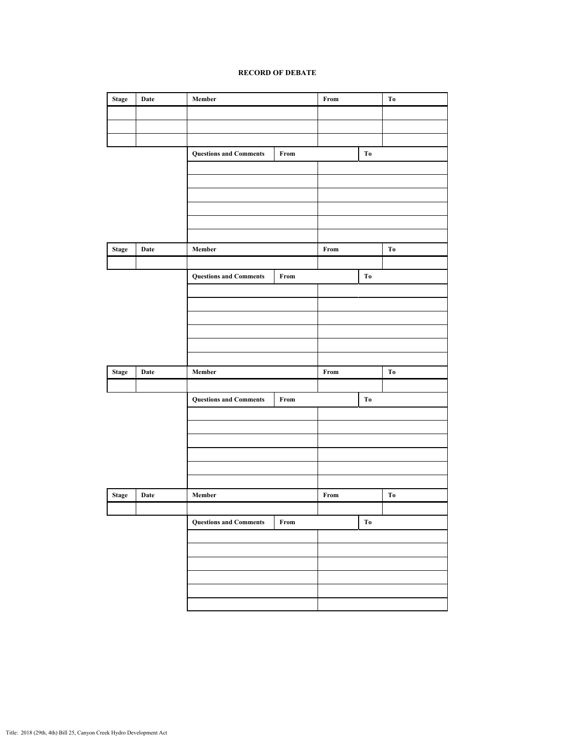**RECORD OF DEBATE**

| Stage | Date | Member | From | To |
|---|---|---|---|---|
| | | | | |
| | | | | |
| | | | | |

| Questions and Comments From | To |
|---|---|
| | |
| | |
| | |
| | |
| | |
| | |

| Stage | Date | Member | From | To |
|---|---|---|---|---|
| | | | | |

| Questions and Comments From | To |
|---|---|
| | |
| | |
| | |
| | |
| | |
| | |

| Stage | Date | Member | From | To |
|---|---|---|---|---|
| | | | | |

| Questions and Comments From | To |
|---|---|
| | |
| | |
| | |
| | |
| | |
| | |

| Stage | Date | Member | From | To |
|---|---|---|---|---|
| | | | | |

| Questions and Comments From | To |
|---|---|
| | |
| | |
| | |
| | |
| | |
| | |

Title: 2018 (29th, 4th) Bill 25, Canyon Creek Hydro Development Act